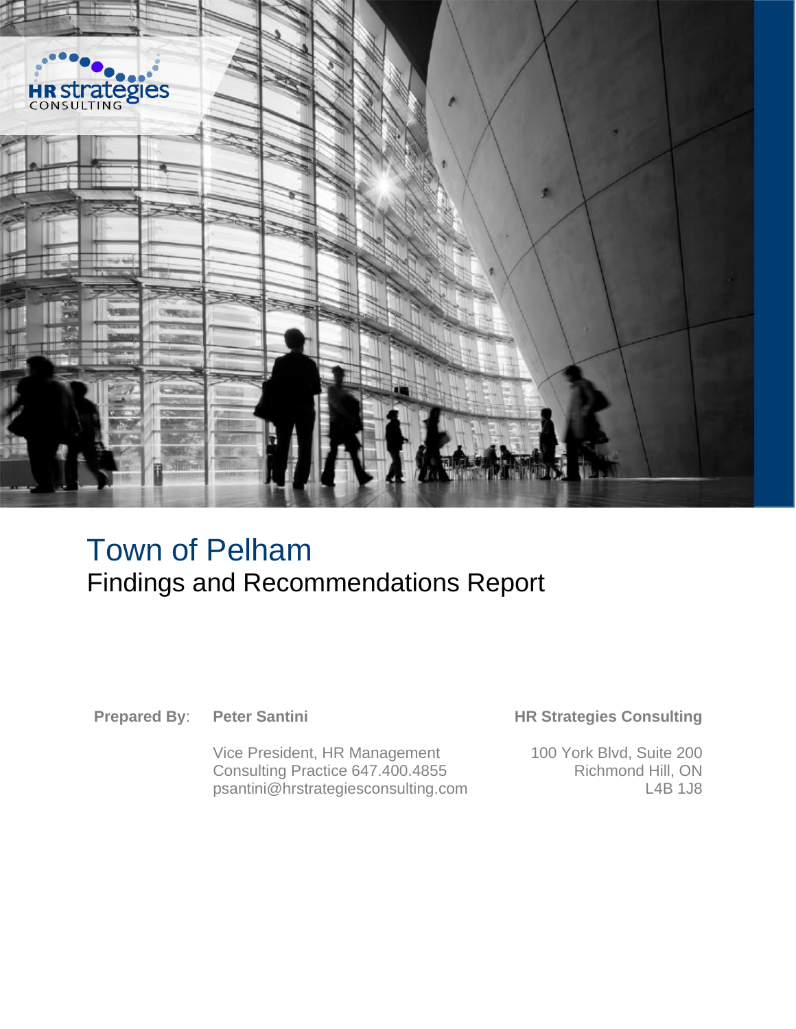# Town of Pelham

## Findings and Recommendations Report

**Prepared By**: **Peter Santini**

Vice President, HR Management Consulting Practice 647.400.4855
psantini@hrstrategiesconsulting.com

**HR Strategies Consulting**

100 York Blvd, Suite 200
Richmond Hill, ON
L4B 1J8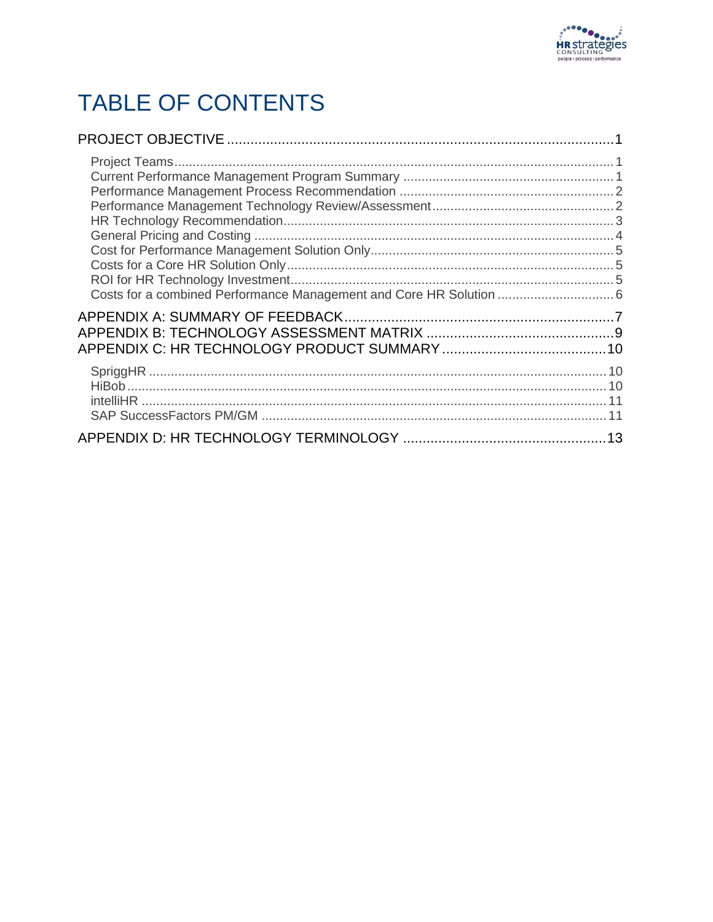# TABLE OF CONTENTS

PROJECT OBJECTIVE ..................................................................................................1

- Project Teams ......................................................................................................1
- Current Performance Management Program Summary ..........................................1
- Performance Management Process Recommendation ..........................................2
- Performance Management Technology Review/Assessment .................................2
- HR Technology Recommendation ..........................................................................3
- General Pricing and Costing ..................................................................................4
- Cost for Performance Management Solution Only ..................................................5
- Costs for a Core HR Solution Only .........................................................................5
- ROI for HR Technology Investment ........................................................................5
- Costs for a combined Performance Management and Core HR Solution ................6

APPENDIX A: SUMMARY OF FEEDBACK ....................................................................7

APPENDIX B: TECHNOLOGY ASSESSMENT MATRIX ................................................9

APPENDIX C: HR TECHNOLOGY PRODUCT SUMMARY ..........................................10

- SpriggHR ............................................................................................................10
- HiBob ..................................................................................................................10
- intelliHR ...............................................................................................................11
- SAP SuccessFactors PM/GM ..............................................................................11

APPENDIX D: HR TECHNOLOGY TERMINOLOGY ...................................................13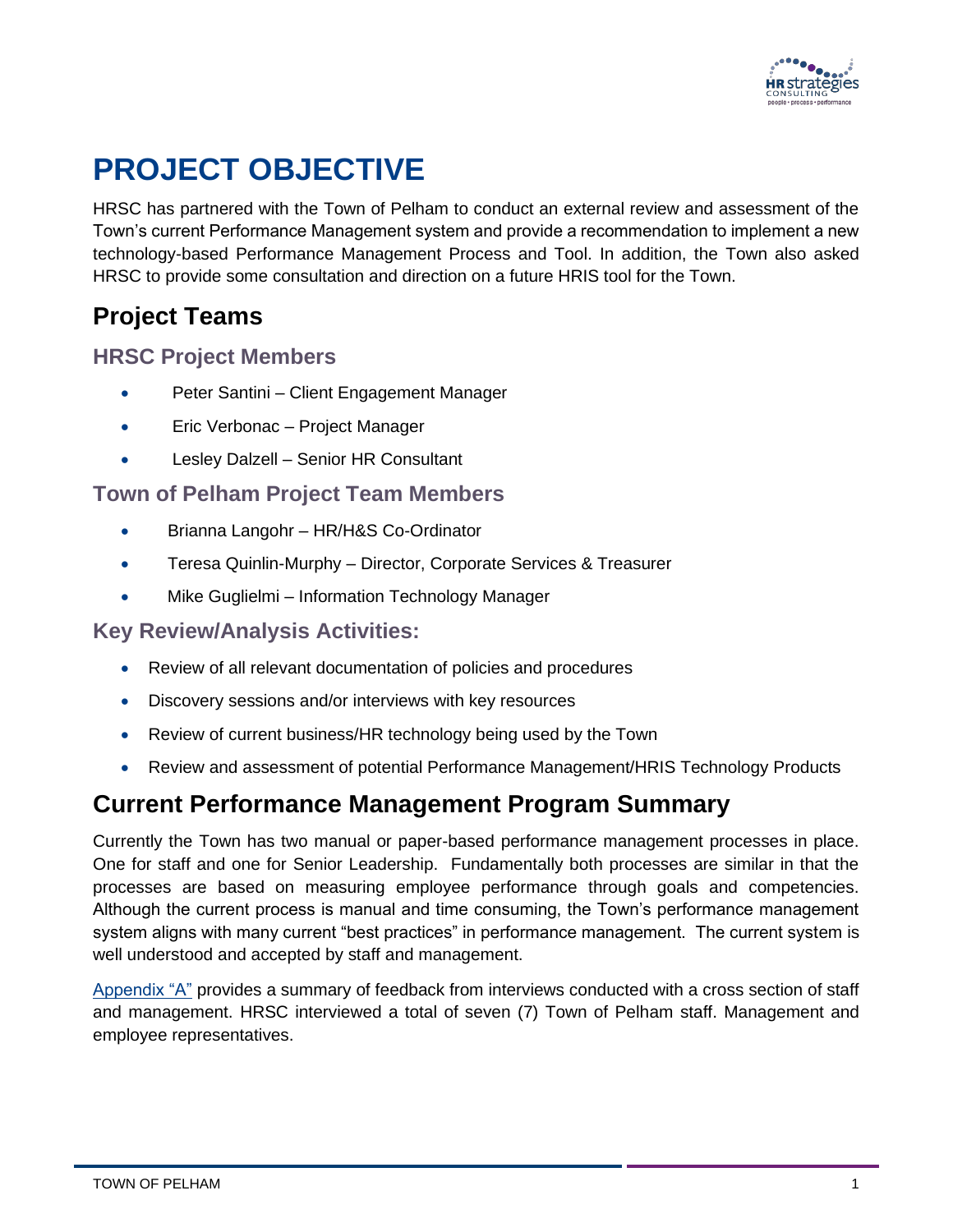# PROJECT OBJECTIVE

HRSC has partnered with the Town of Pelham to conduct an external review and assessment of the Town's current Performance Management system and provide a recommendation to implement a new technology-based Performance Management Process and Tool. In addition, the Town also asked HRSC to provide some consultation and direction on a future HRIS tool for the Town.

## Project Teams

### HRSC Project Members

- Peter Santini – Client Engagement Manager
- Eric Verbonac – Project Manager
- Lesley Dalzell – Senior HR Consultant

### Town of Pelham Project Team Members

- Brianna Langohr – HR/H&S Co-Ordinator
- Teresa Quinlin-Murphy – Director, Corporate Services & Treasurer
- Mike Guglielmi – Information Technology Manager

### Key Review/Analysis Activities:

- Review of all relevant documentation of policies and procedures
- Discovery sessions and/or interviews with key resources
- Review of current business/HR technology being used by the Town
- Review and assessment of potential Performance Management/HRIS Technology Products

## Current Performance Management Program Summary

Currently the Town has two manual or paper-based performance management processes in place. One for staff and one for Senior Leadership. Fundamentally both processes are similar in that the processes are based on measuring employee performance through goals and competencies. Although the current process is manual and time consuming, the Town's performance management system aligns with many current "best practices" in performance management. The current system is well understood and accepted by staff and management.

Appendix "A" provides a summary of feedback from interviews conducted with a cross section of staff and management. HRSC interviewed a total of seven (7) Town of Pelham staff. Management and employee representatives.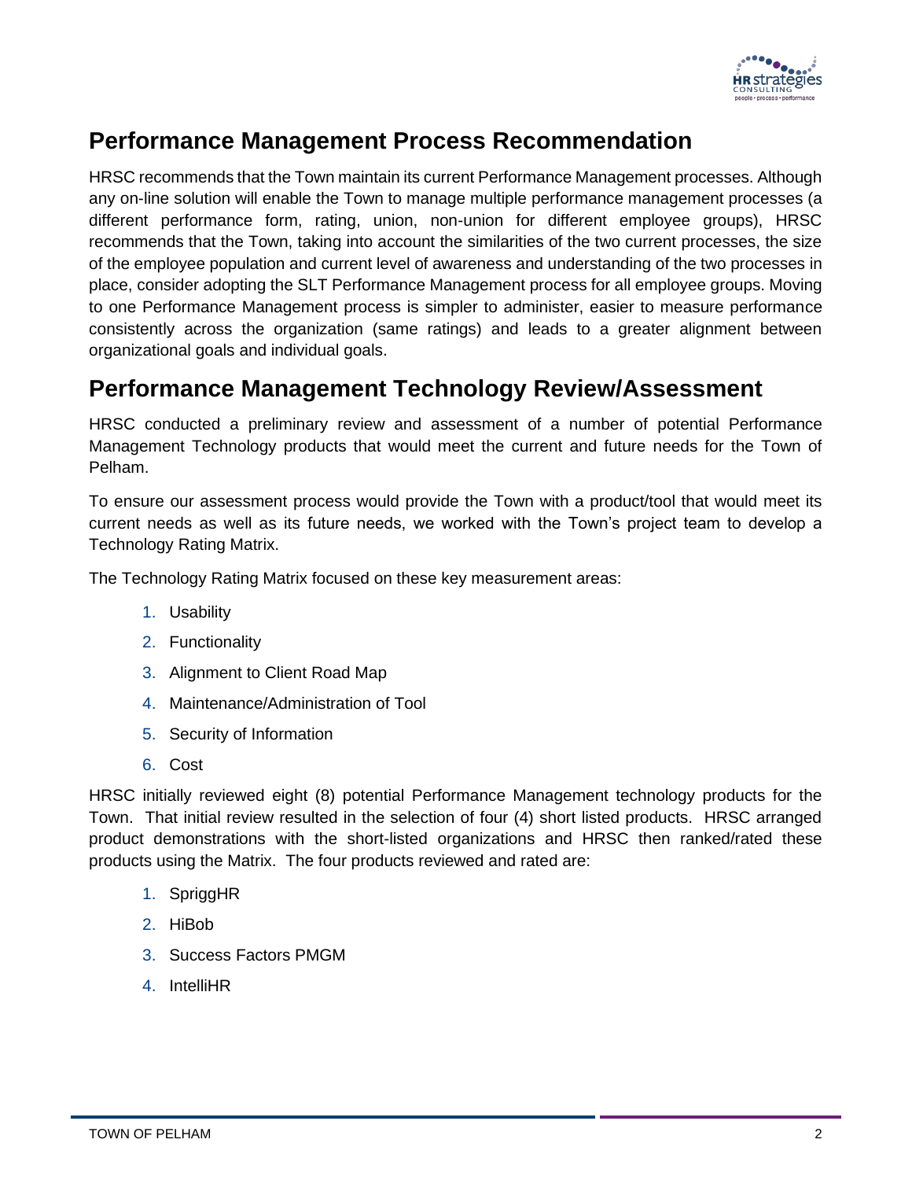## Performance Management Process Recommendation

HRSC recommends that the Town maintain its current Performance Management processes. Although any on-line solution will enable the Town to manage multiple performance management processes (a different performance form, rating, union, non-union for different employee groups), HRSC recommends that the Town, taking into account the similarities of the two current processes, the size of the employee population and current level of awareness and understanding of the two processes in place, consider adopting the SLT Performance Management process for all employee groups. Moving to one Performance Management process is simpler to administer, easier to measure performance consistently across the organization (same ratings) and leads to a greater alignment between organizational goals and individual goals.

## Performance Management Technology Review/Assessment

HRSC conducted a preliminary review and assessment of a number of potential Performance Management Technology products that would meet the current and future needs for the Town of Pelham.

To ensure our assessment process would provide the Town with a product/tool that would meet its current needs as well as its future needs, we worked with the Town's project team to develop a Technology Rating Matrix.

The Technology Rating Matrix focused on these key measurement areas:

1. Usability
2. Functionality
3. Alignment to Client Road Map
4. Maintenance/Administration of Tool
5. Security of Information
6. Cost

HRSC initially reviewed eight (8) potential Performance Management technology products for the Town. That initial review resulted in the selection of four (4) short listed products. HRSC arranged product demonstrations with the short-listed organizations and HRSC then ranked/rated these products using the Matrix. The four products reviewed and rated are:

1. SpriggHR
2. HiBob
3. Success Factors PMGM
4. IntelliHR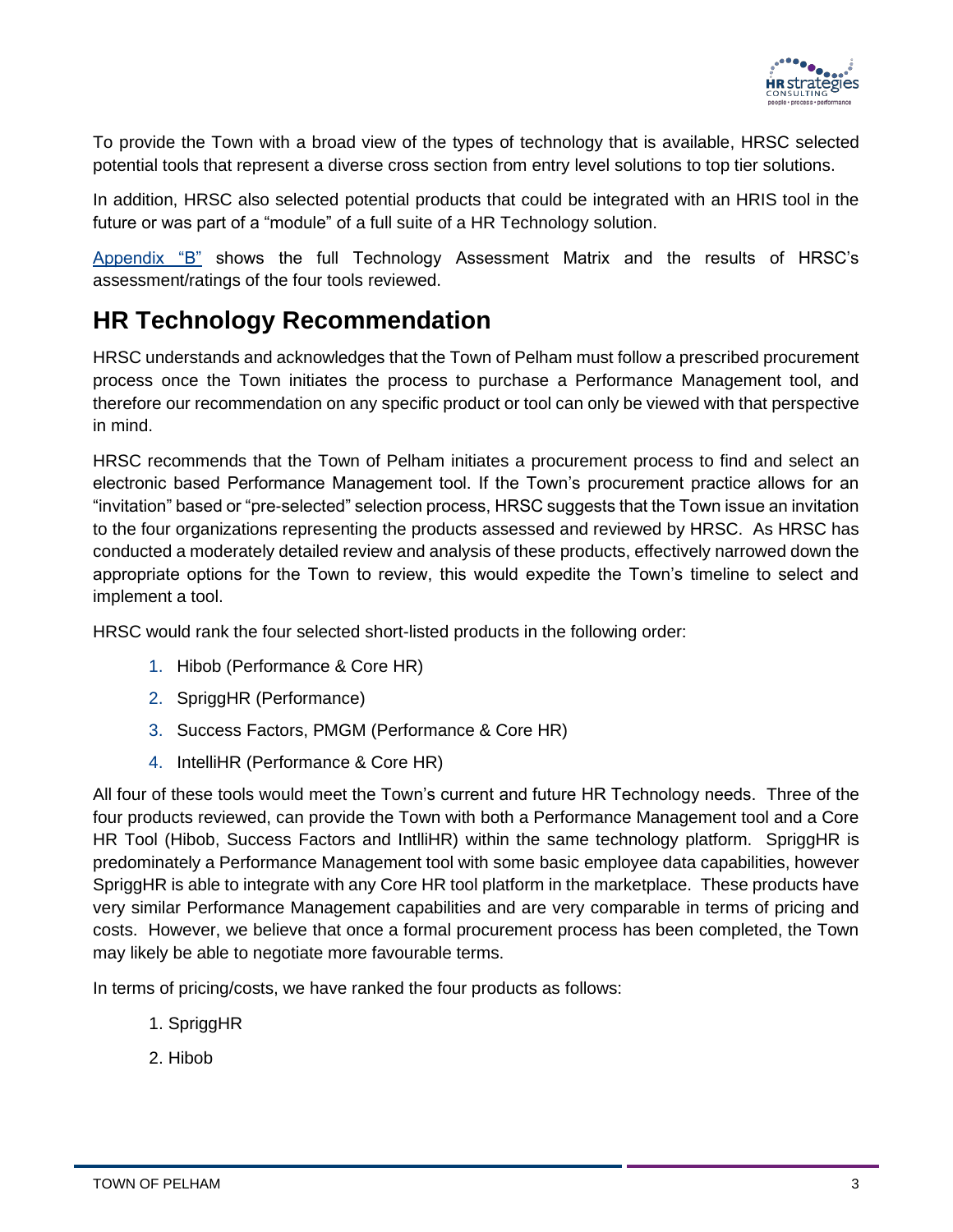To provide the Town with a broad view of the types of technology that is available, HRSC selected potential tools that represent a diverse cross section from entry level solutions to top tier solutions.

In addition, HRSC also selected potential products that could be integrated with an HRIS tool in the future or was part of a "module" of a full suite of a HR Technology solution.

Appendix "B" shows the full Technology Assessment Matrix and the results of HRSC's assessment/ratings of the four tools reviewed.

## HR Technology Recommendation

HRSC understands and acknowledges that the Town of Pelham must follow a prescribed procurement process once the Town initiates the process to purchase a Performance Management tool, and therefore our recommendation on any specific product or tool can only be viewed with that perspective in mind.

HRSC recommends that the Town of Pelham initiates a procurement process to find and select an electronic based Performance Management tool. If the Town's procurement practice allows for an "invitation" based or "pre-selected" selection process, HRSC suggests that the Town issue an invitation to the four organizations representing the products assessed and reviewed by HRSC. As HRSC has conducted a moderately detailed review and analysis of these products, effectively narrowed down the appropriate options for the Town to review, this would expedite the Town's timeline to select and implement a tool.

HRSC would rank the four selected short-listed products in the following order:

1. Hibob (Performance & Core HR)
2. SpriggHR (Performance)
3. Success Factors, PMGM (Performance & Core HR)
4. IntelliHR (Performance & Core HR)

All four of these tools would meet the Town's current and future HR Technology needs. Three of the four products reviewed, can provide the Town with both a Performance Management tool and a Core HR Tool (Hibob, Success Factors and IntlliHR) within the same technology platform. SpriggHR is predominately a Performance Management tool with some basic employee data capabilities, however SpriggHR is able to integrate with any Core HR tool platform in the marketplace. These products have very similar Performance Management capabilities and are very comparable in terms of pricing and costs. However, we believe that once a formal procurement process has been completed, the Town may likely be able to negotiate more favourable terms.

In terms of pricing/costs, we have ranked the four products as follows:

1. SpriggHR
2. Hibob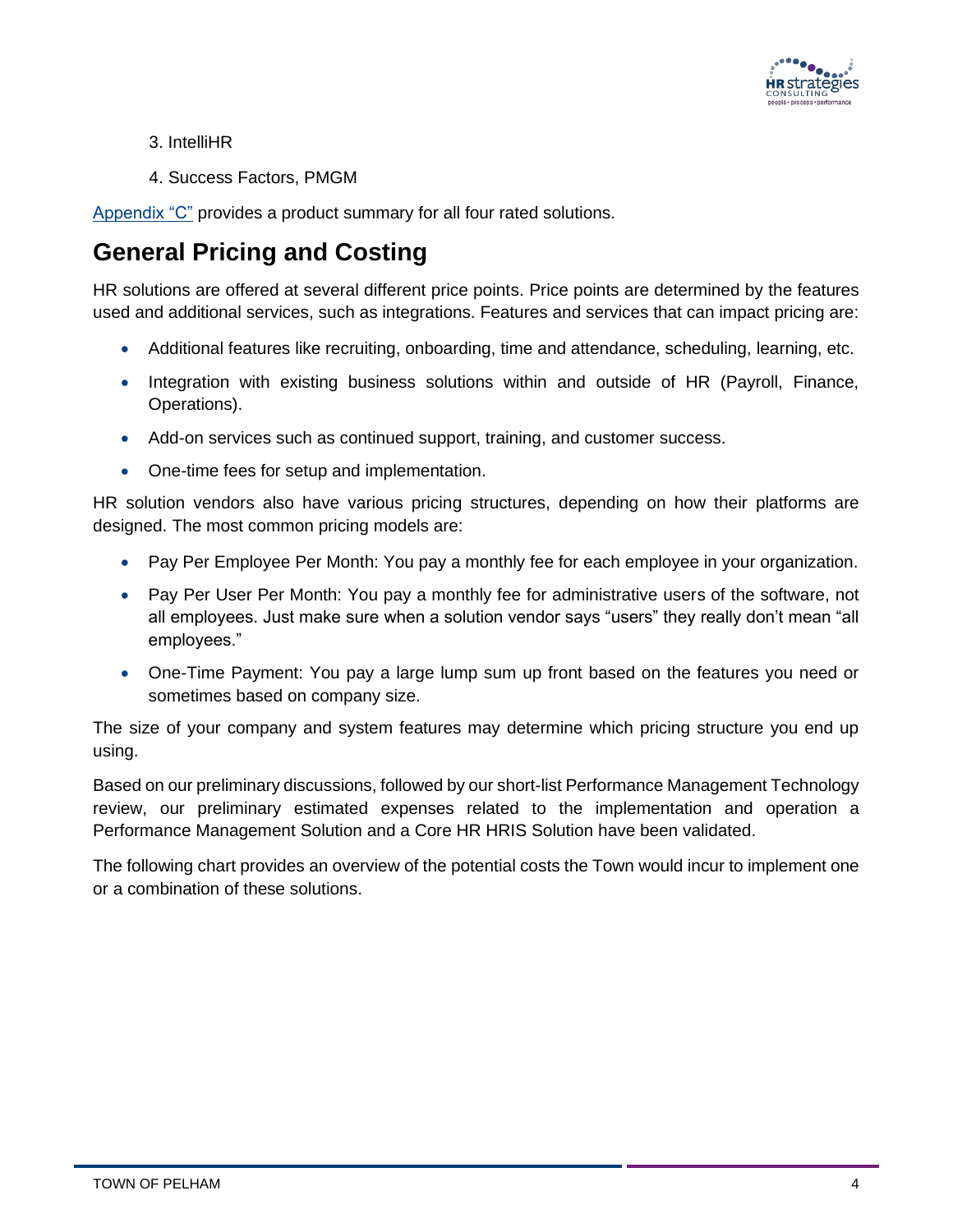3. IntelliHR
4. Success Factors, PMGM

Appendix "C" provides a product summary for all four rated solutions.

## General Pricing and Costing

HR solutions are offered at several different price points. Price points are determined by the features used and additional services, such as integrations. Features and services that can impact pricing are:

- Additional features like recruiting, onboarding, time and attendance, scheduling, learning, etc.
- Integration with existing business solutions within and outside of HR (Payroll, Finance, Operations).
- Add-on services such as continued support, training, and customer success.
- One-time fees for setup and implementation.

HR solution vendors also have various pricing structures, depending on how their platforms are designed. The most common pricing models are:

- Pay Per Employee Per Month: You pay a monthly fee for each employee in your organization.
- Pay Per User Per Month: You pay a monthly fee for administrative users of the software, not all employees. Just make sure when a solution vendor says "users" they really don't mean "all employees."
- One-Time Payment: You pay a large lump sum up front based on the features you need or sometimes based on company size.

The size of your company and system features may determine which pricing structure you end up using.

Based on our preliminary discussions, followed by our short-list Performance Management Technology review, our preliminary estimated expenses related to the implementation and operation a Performance Management Solution and a Core HR HRIS Solution have been validated.

The following chart provides an overview of the potential costs the Town would incur to implement one or a combination of these solutions.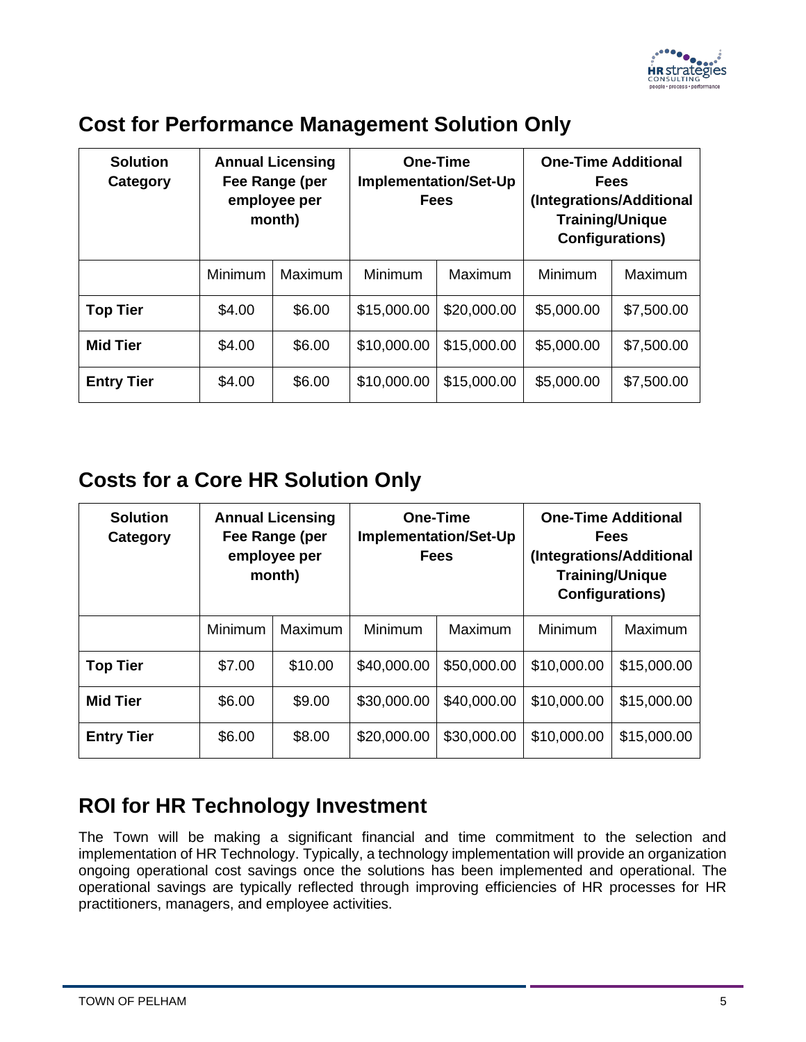## Cost for Performance Management Solution Only

| Solution Category | Annual Licensing Fee Range (per employee per month) | | One-Time Implementation/Set-Up Fees | | One-Time Additional Fees (Integrations/Additional Training/Unique Configurations) | |
|---|---|---|---|---|---|---|
| | Minimum | Maximum | Minimum | Maximum | Minimum | Maximum |
| **Top Tier** | $4.00 | $6.00 | $15,000.00 | $20,000.00 | $5,000.00 | $7,500.00 |
| **Mid Tier** | $4.00 | $6.00 | $10,000.00 | $15,000.00 | $5,000.00 | $7,500.00 |
| **Entry Tier** | $4.00 | $6.00 | $10,000.00 | $15,000.00 | $5,000.00 | $7,500.00 |

## Costs for a Core HR Solution Only

| Solution Category | Annual Licensing Fee Range (per employee per month) | | One-Time Implementation/Set-Up Fees | | One-Time Additional Fees (Integrations/Additional Training/Unique Configurations) | |
|---|---|---|---|---|---|---|
| | Minimum | Maximum | Minimum | Maximum | Minimum | Maximum |
| **Top Tier** | $7.00 | $10.00 | $40,000.00 | $50,000.00 | $10,000.00 | $15,000.00 |
| **Mid Tier** | $6.00 | $9.00 | $30,000.00 | $40,000.00 | $10,000.00 | $15,000.00 |
| **Entry Tier** | $6.00 | $8.00 | $20,000.00 | $30,000.00 | $10,000.00 | $15,000.00 |

## ROI for HR Technology Investment

The Town will be making a significant financial and time commitment to the selection and implementation of HR Technology. Typically, a technology implementation will provide an organization ongoing operational cost savings once the solutions has been implemented and operational. The operational savings are typically reflected through improving efficiencies of HR processes for HR practitioners, managers, and employee activities.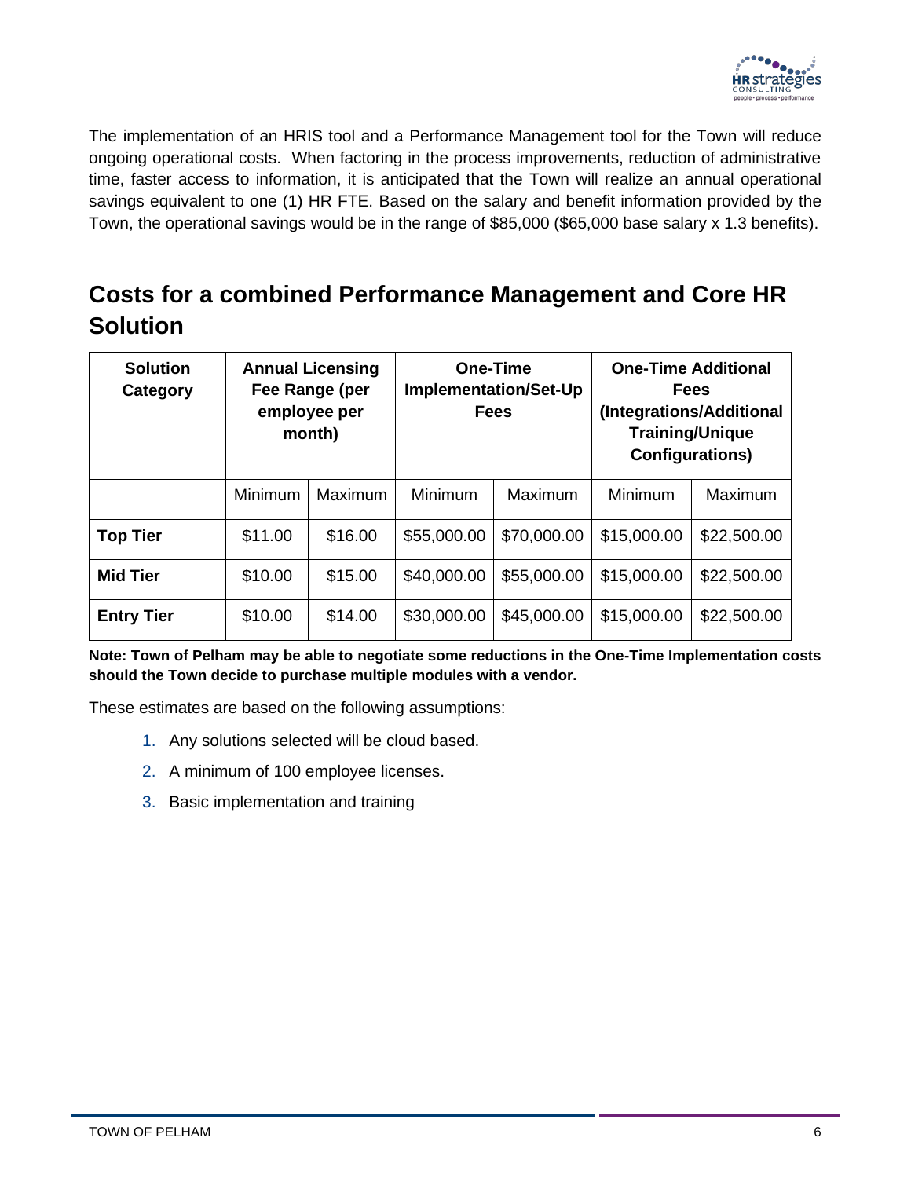The implementation of an HRIS tool and a Performance Management tool for the Town will reduce ongoing operational costs. When factoring in the process improvements, reduction of administrative time, faster access to information, it is anticipated that the Town will realize an annual operational savings equivalent to one (1) HR FTE. Based on the salary and benefit information provided by the Town, the operational savings would be in the range of $85,000 ($65,000 base salary x 1.3 benefits).

## Costs for a combined Performance Management and Core HR Solution

| Solution Category | Annual Licensing Fee Range (per employee per month) | | One-Time Implementation/Set-Up Fees | | One-Time Additional Fees (Integrations/Additional Training/Unique Configurations) | |
|---|---|---|---|---|---|---|
| | Minimum | Maximum | Minimum | Maximum | Minimum | Maximum |
| **Top Tier** | $11.00 | $16.00 | $55,000.00 | $70,000.00 | $15,000.00 | $22,500.00 |
| **Mid Tier** | $10.00 | $15.00 | $40,000.00 | $55,000.00 | $15,000.00 | $22,500.00 |
| **Entry Tier** | $10.00 | $14.00 | $30,000.00 | $45,000.00 | $15,000.00 | $22,500.00 |

**Note: Town of Pelham may be able to negotiate some reductions in the One-Time Implementation costs should the Town decide to purchase multiple modules with a vendor.**

These estimates are based on the following assumptions:

1. Any solutions selected will be cloud based.
2. A minimum of 100 employee licenses.
3. Basic implementation and training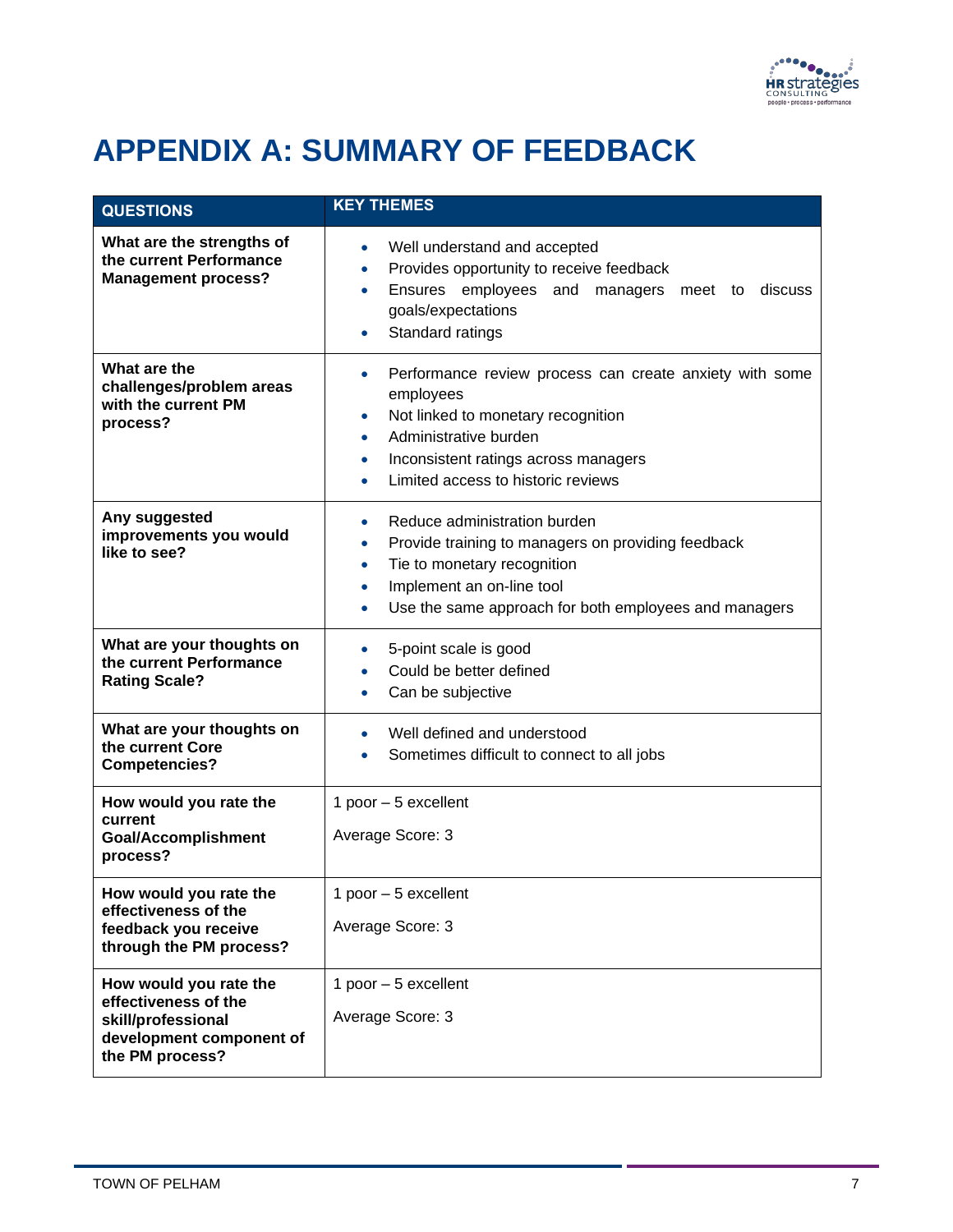# APPENDIX A: SUMMARY OF FEEDBACK

| QUESTIONS | KEY THEMES |
|---|---|
| **What are the strengths of the current Performance Management process?** | • Well understand and accepted<br>• Provides opportunity to receive feedback<br>• Ensures employees and managers meet to discuss goals/expectations<br>• Standard ratings |
| **What are the challenges/problem areas with the current PM process?** | • Performance review process can create anxiety with some employees<br>• Not linked to monetary recognition<br>• Administrative burden<br>• Inconsistent ratings across managers<br>• Limited access to historic reviews |
| **Any suggested improvements you would like to see?** | • Reduce administration burden<br>• Provide training to managers on providing feedback<br>• Tie to monetary recognition<br>• Implement an on-line tool<br>• Use the same approach for both employees and managers |
| **What are your thoughts on the current Performance Rating Scale?** | • 5-point scale is good<br>• Could be better defined<br>• Can be subjective |
| **What are your thoughts on the current Core Competencies?** | • Well defined and understood<br>• Sometimes difficult to connect to all jobs |
| **How would you rate the current Goal/Accomplishment process?** | 1 poor – 5 excellent<br><br>Average Score: 3 |
| **How would you rate the effectiveness of the feedback you receive through the PM process?** | 1 poor – 5 excellent<br><br>Average Score: 3 |
| **How would you rate the effectiveness of the skill/professional development component of the PM process?** | 1 poor – 5 excellent<br><br>Average Score: 3 |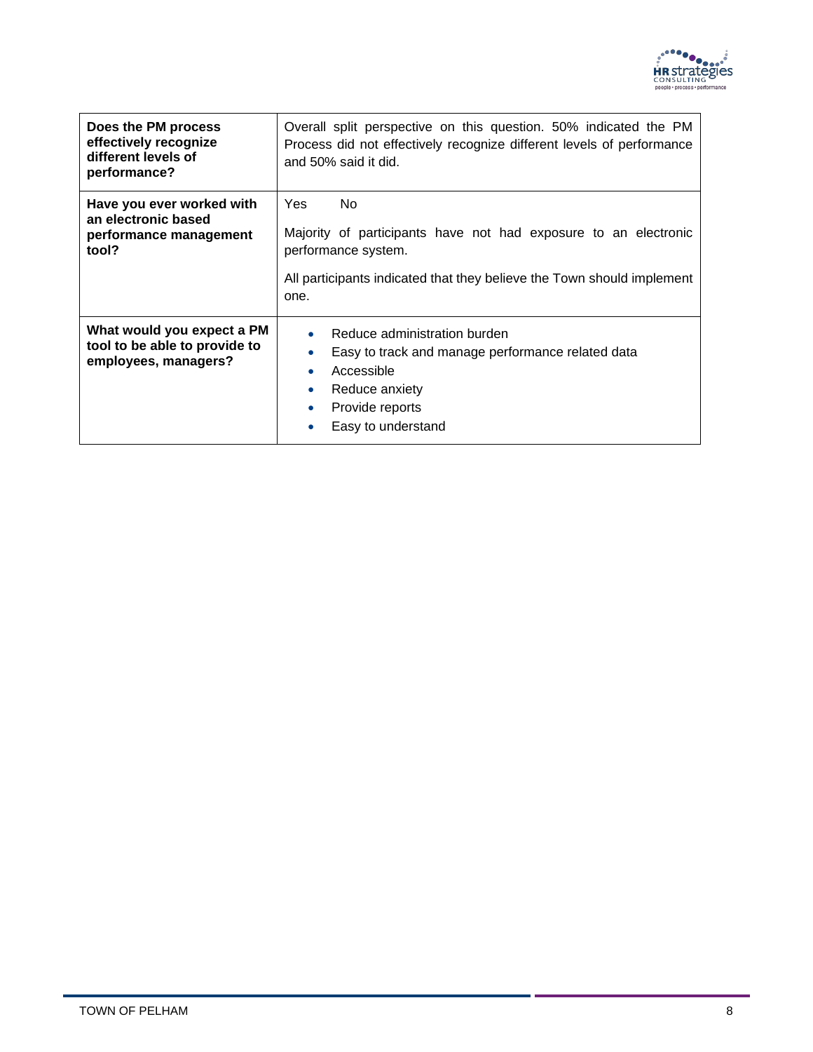| | |
|---|---|
| **Does the PM process effectively recognize different levels of performance?** | Overall split perspective on this question. 50% indicated the PM Process did not effectively recognize different levels of performance and 50% said it did. |
| **Have you ever worked with an electronic based performance management tool?** | Yes No<br><br>Majority of participants have not had exposure to an electronic performance system.<br><br>All participants indicated that they believe the Town should implement one. |
| **What would you expect a PM tool to be able to provide to employees, managers?** | • Reduce administration burden<br>• Easy to track and manage performance related data<br>• Accessible<br>• Reduce anxiety<br>• Provide reports<br>• Easy to understand |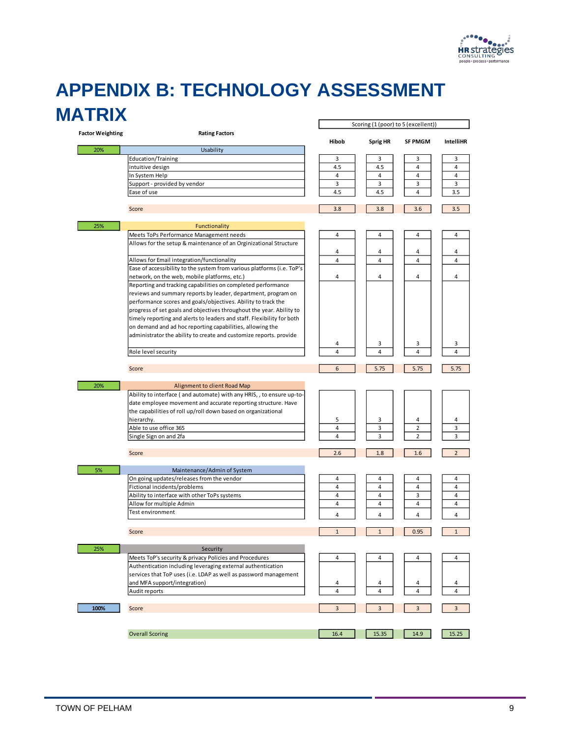# APPENDIX B: TECHNOLOGY ASSESSMENT MATRIX

| Factor Weighting | Rating Factors | Hibob | Sprig HR | SF PMGM | IntelliHR |
|---|---|---|---|---|---|
| | | Scoring (1 (poor) to 5 (excellent)) | | | |
| 20% | **Usability** | | | | |
| | Education/Training | 3 | 3 | 3 | 3 |
| | intuitive design | 4.5 | 4.5 | 4 | 4 |
| | In System Help | 4 | 4 | 4 | 4 |
| | Support - provided by vendor | 3 | 3 | 3 | 3 |
| | Ease of use | 4.5 | 4.5 | 4 | 3.5 |
| | Score | 3.8 | 3.8 | 3.6 | 3.5 |
| 25% | **Functionality** | | | | |
| | Meets ToPs Performance Management needs | 4 | 4 | 4 | 4 |
| | Allows for the setup & maintenance of an Orginizational Structure | 4 | 4 | 4 | 4 |
| | Allows for Email integration/functionality | 4 | 4 | 4 | 4 |
| | Ease of accessibility to the system from various platforms (i.e. ToP's network, on the web, mobile platforms, etc.) | 4 | 4 | 4 | 4 |
| | Reporting and tracking capabilities on completed performance reviews and summary reports by leader, department, program on performance scores and goals/objectives. Ability to track the progress of set goals and objectives throughout the year. Ability to timely reporting and alerts to leaders and staff. Flexibility for both on demand and ad hoc reporting capabilities, allowing the administrator the ability to create and customize reports. provide | 4 | 3 | 3 | 3 |
| | Role level security | 4 | 4 | 4 | 4 |
| | Score | 6 | 5.75 | 5.75 | 5.75 |
| 20% | **Alignment to client Road Map** | | | | |
| | Ability to interface ( and automate) with any HRIS, , to ensure up-to-date employee movement and accurate reporting structure. Have the capabilities of roll up/roll down based on organizational hierarchy. | 5 | 3 | 4 | 4 |
| | Able to use office 365 | 4 | 3 | 2 | 3 |
| | Single Sign on and 2fa | 4 | 3 | 2 | 3 |
| | Score | 2.6 | 1.8 | 1.6 | 2 |
| 5% | **Maintenance/Admin of System** | | | | |
| | On going updates/releases from the vendor | 4 | 4 | 4 | 4 |
| | Fictional incidents/problems | 4 | 4 | 4 | 4 |
| | Ability to interface with other ToPs systems | 4 | 4 | 3 | 4 |
| | Allow for multiple Admin | 4 | 4 | 4 | 4 |
| | Test environment | 4 | 4 | 4 | 4 |
| | Score | 1 | 1 | 0.95 | 1 |
| 25% | **Security** | | | | |
| | Meets ToP's security & privacy Policies and Procedures | 4 | 4 | 4 | 4 |
| | Authentication including leveraging external authentication services that ToP uses (i.e. LDAP as well as password management and MFA support/integration) | 4 | 4 | 4 | 4 |
| | Audit reports | 4 | 4 | 4 | 4 |
| 100% | Score | 3 | 3 | 3 | 3 |
| | Overall Scoring | 16.4 | 15.35 | 14.9 | 15.25 |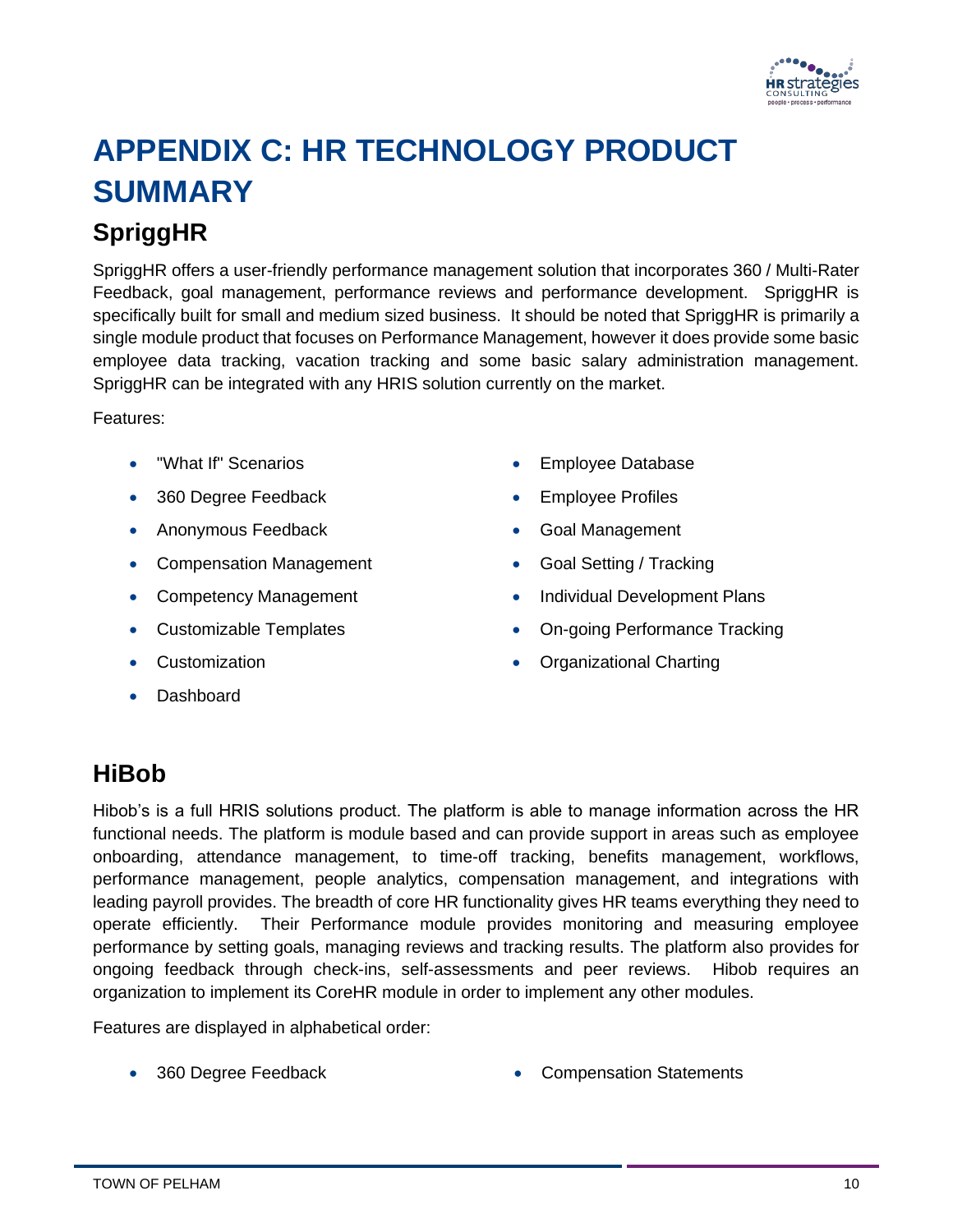# APPENDIX C: HR TECHNOLOGY PRODUCT SUMMARY

## SpriggHR

SpriggHR offers a user-friendly performance management solution that incorporates 360 / Multi-Rater Feedback, goal management, performance reviews and performance development. SpriggHR is specifically built for small and medium sized business. It should be noted that SpriggHR is primarily a single module product that focuses on Performance Management, however it does provide some basic employee data tracking, vacation tracking and some basic salary administration management. SpriggHR can be integrated with any HRIS solution currently on the market.

Features:

- "What If" Scenarios
- 360 Degree Feedback
- Anonymous Feedback
- Compensation Management
- Competency Management
- Customizable Templates
- Customization
- Dashboard
- Employee Database
- Employee Profiles
- Goal Management
- Goal Setting / Tracking
- Individual Development Plans
- On-going Performance Tracking
- Organizational Charting

## HiBob

Hibob's is a full HRIS solutions product. The platform is able to manage information across the HR functional needs. The platform is module based and can provide support in areas such as employee onboarding, attendance management, to time-off tracking, benefits management, workflows, performance management, people analytics, compensation management, and integrations with leading payroll provides. The breadth of core HR functionality gives HR teams everything they need to operate efficiently. Their Performance module provides monitoring and measuring employee performance by setting goals, managing reviews and tracking results. The platform also provides for ongoing feedback through check-ins, self-assessments and peer reviews. Hibob requires an organization to implement its CoreHR module in order to implement any other modules.

Features are displayed in alphabetical order:

- 360 Degree Feedback
- Compensation Statements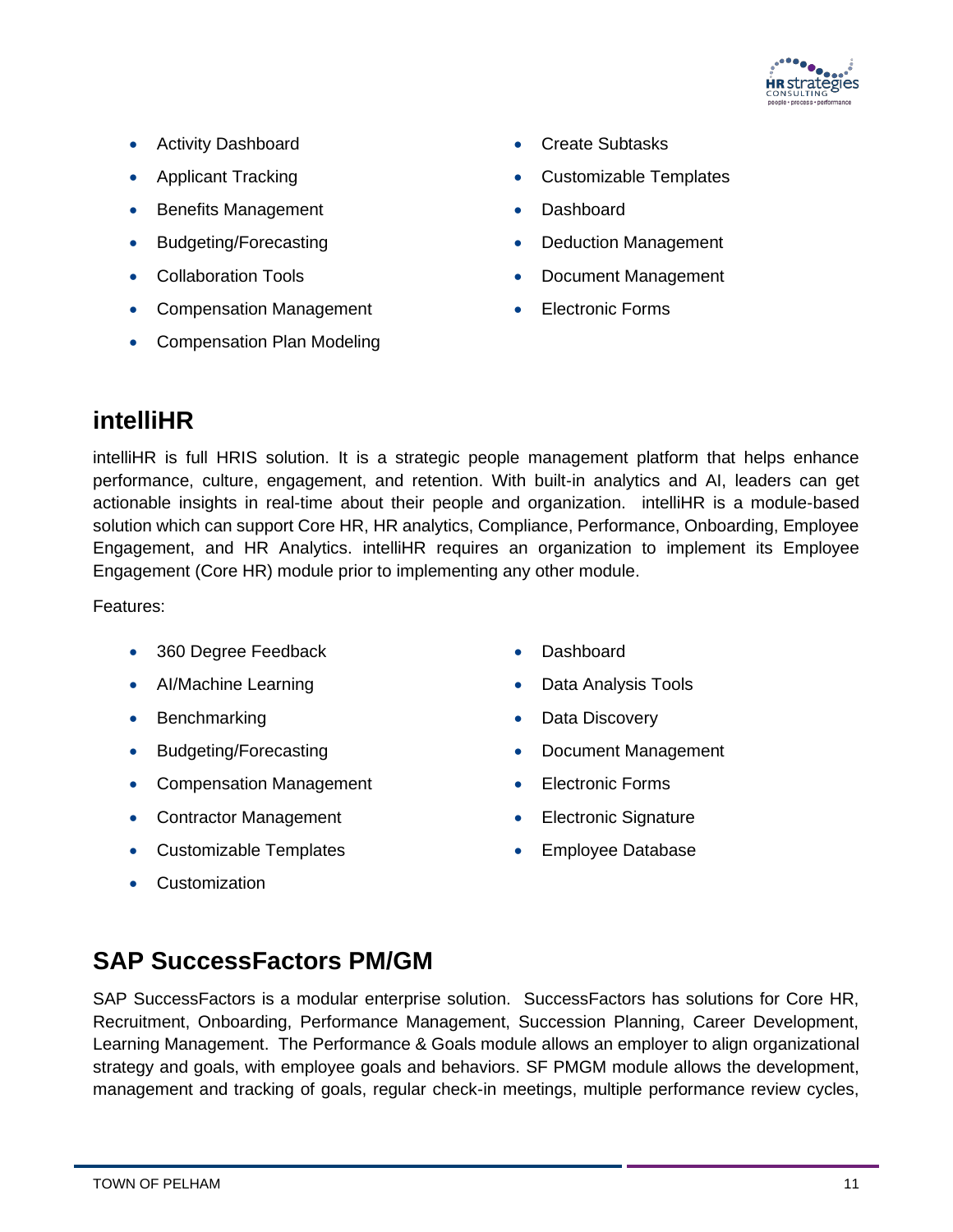- Activity Dashboard
- Applicant Tracking
- Benefits Management
- Budgeting/Forecasting
- Collaboration Tools
- Compensation Management
- Compensation Plan Modeling
- Create Subtasks
- Customizable Templates
- Dashboard
- Deduction Management
- Document Management
- Electronic Forms

## intelliHR

intelliHR is full HRIS solution. It is a strategic people management platform that helps enhance performance, culture, engagement, and retention. With built-in analytics and AI, leaders can get actionable insights in real-time about their people and organization. intelliHR is a module-based solution which can support Core HR, HR analytics, Compliance, Performance, Onboarding, Employee Engagement, and HR Analytics. intelliHR requires an organization to implement its Employee Engagement (Core HR) module prior to implementing any other module.

Features:

- 360 Degree Feedback
- AI/Machine Learning
- Benchmarking
- Budgeting/Forecasting
- Compensation Management
- Contractor Management
- Customizable Templates
- Customization
- Dashboard
- Data Analysis Tools
- Data Discovery
- Document Management
- Electronic Forms
- Electronic Signature
- Employee Database

## SAP SuccessFactors PM/GM

SAP SuccessFactors is a modular enterprise solution. SuccessFactors has solutions for Core HR, Recruitment, Onboarding, Performance Management, Succession Planning, Career Development, Learning Management. The Performance & Goals module allows an employer to align organizational strategy and goals, with employee goals and behaviors. SF PMGM module allows the development, management and tracking of goals, regular check-in meetings, multiple performance review cycles,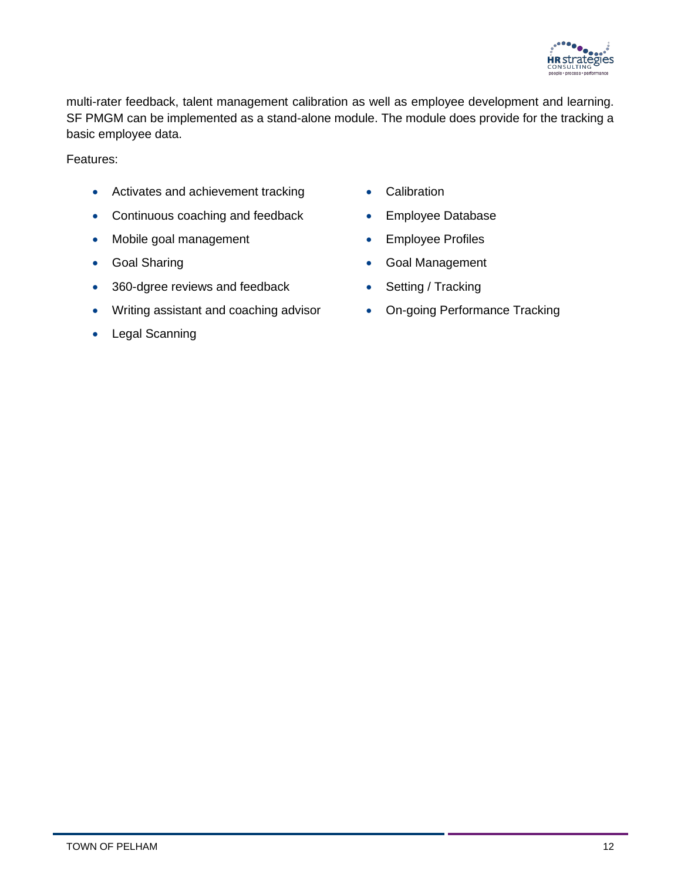multi-rater feedback, talent management calibration as well as employee development and learning. SF PMGM can be implemented as a stand-alone module. The module does provide for the tracking a basic employee data.

Features:

- Activates and achievement tracking
- Continuous coaching and feedback
- Mobile goal management
- Goal Sharing
- 360-dgree reviews and feedback
- Writing assistant and coaching advisor
- Legal Scanning
- Calibration
- Employee Database
- Employee Profiles
- Goal Management
- Setting / Tracking
- On-going Performance Tracking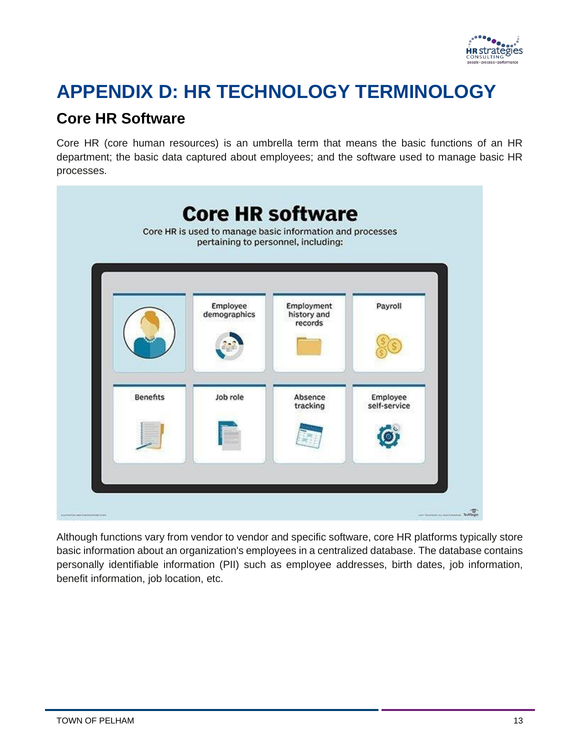# APPENDIX D: HR TECHNOLOGY TERMINOLOGY

## Core HR Software

Core HR (core human resources) is an umbrella term that means the basic functions of an HR department; the basic data captured about employees; and the software used to manage basic HR processes.

Although functions vary from vendor to vendor and specific software, core HR platforms typically store basic information about an organization's employees in a centralized database. The database contains personally identifiable information (PII) such as employee addresses, birth dates, job information, benefit information, job location, etc.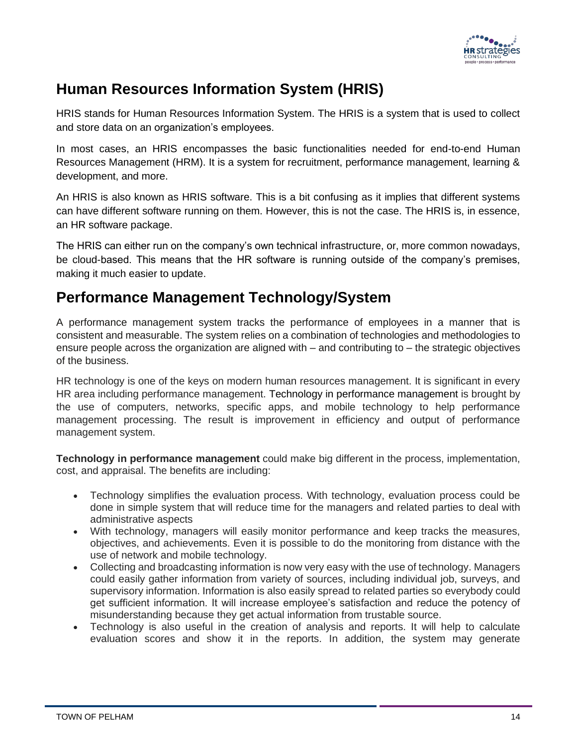## Human Resources Information System (HRIS)

HRIS stands for Human Resources Information System. The HRIS is a system that is used to collect and store data on an organization's employees.

In most cases, an HRIS encompasses the basic functionalities needed for end-to-end Human Resources Management (HRM). It is a system for recruitment, performance management, learning & development, and more.

An HRIS is also known as HRIS software. This is a bit confusing as it implies that different systems can have different software running on them. However, this is not the case. The HRIS is, in essence, an HR software package.

The HRIS can either run on the company's own technical infrastructure, or, more common nowadays, be cloud-based. This means that the HR software is running outside of the company's premises, making it much easier to update.

## Performance Management Technology/System

A performance management system tracks the performance of employees in a manner that is consistent and measurable. The system relies on a combination of technologies and methodologies to ensure people across the organization are aligned with – and contributing to – the strategic objectives of the business.

HR technology is one of the keys on modern human resources management. It is significant in every HR area including performance management. Technology in performance management is brought by the use of computers, networks, specific apps, and mobile technology to help performance management processing. The result is improvement in efficiency and output of performance management system.

**Technology in performance management** could make big different in the process, implementation, cost, and appraisal. The benefits are including:

- Technology simplifies the evaluation process. With technology, evaluation process could be done in simple system that will reduce time for the managers and related parties to deal with administrative aspects
- With technology, managers will easily monitor performance and keep tracks the measures, objectives, and achievements. Even it is possible to do the monitoring from distance with the use of network and mobile technology.
- Collecting and broadcasting information is now very easy with the use of technology. Managers could easily gather information from variety of sources, including individual job, surveys, and supervisory information. Information is also easily spread to related parties so everybody could get sufficient information. It will increase employee's satisfaction and reduce the potency of misunderstanding because they get actual information from trustable source.
- Technology is also useful in the creation of analysis and reports. It will help to calculate evaluation scores and show it in the reports. In addition, the system may generate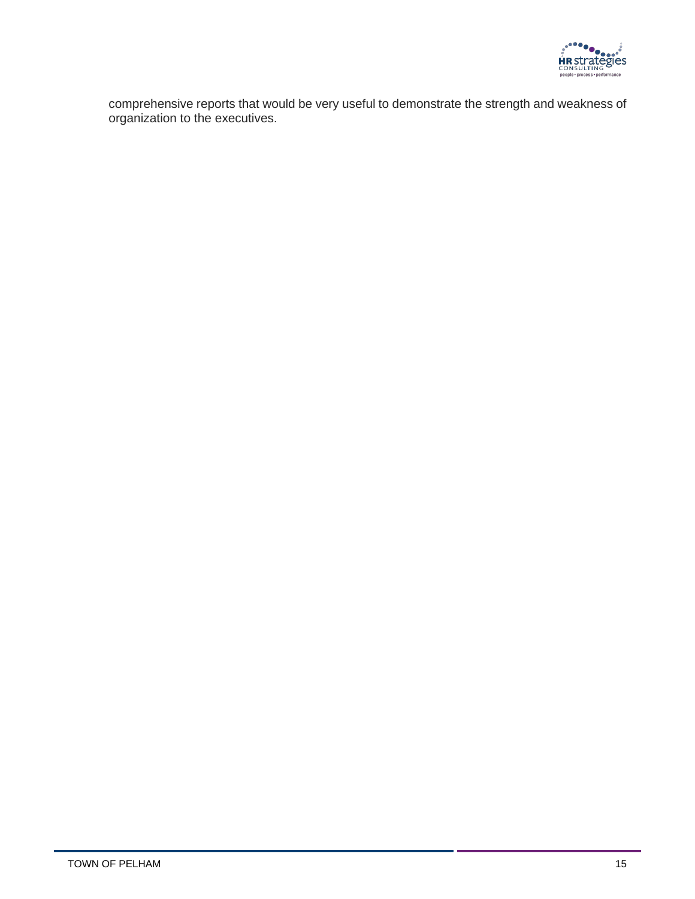comprehensive reports that would be very useful to demonstrate the strength and weakness of organization to the executives.